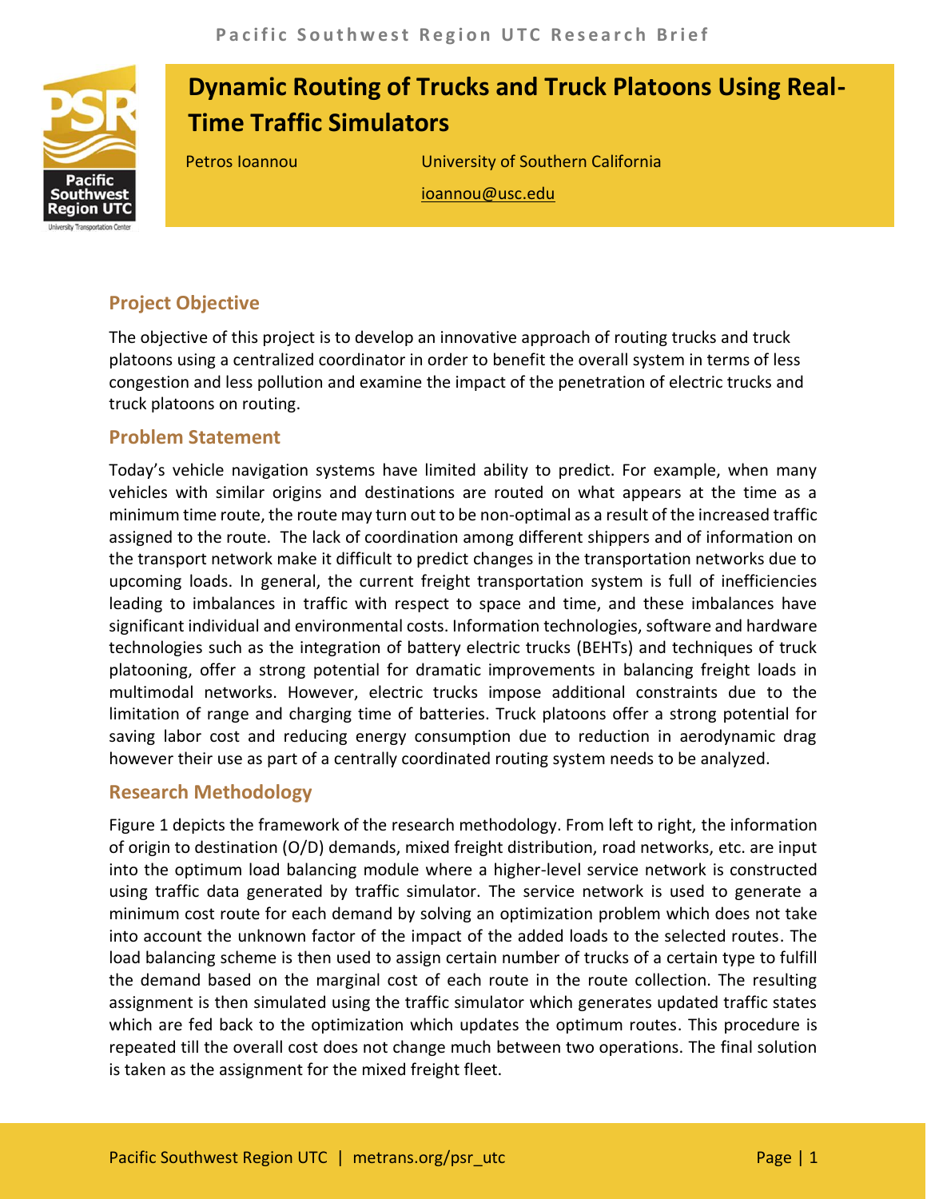# Dynamic Routing of Trucks and Truck Platoons Using Real-Time Traffic Simulators

Petros Ioannou

University of Southern California

ioannou@usc.edu

## Project Objective

The objective of this project is to develop an innovative approach of routing trucks and truck platoons using a centralized coordinator in order to benefit the overall system in terms of less congestion and less pollution and examine the impact of the penetration of electric trucks and truck platoons on routing.

## Problem Statement

Today's vehicle navigation systems have limited ability to predict. For example, when many vehicles with similar origins and destinations are routed on what appears at the time as a minimum time route, the route may turn out to be non-optimal as a result of the increased traffic assigned to the route. The lack of coordination among different shippers and of information on the transport network make it difficult to predict changes in the transportation networks due to upcoming loads. In general, the current freight transportation system is full of inefficiencies leading to imbalances in traffic with respect to space and time, and these imbalances have significant individual and environmental costs. Information technologies, software and hardware technologies such as the integration of battery electric trucks (BEHTs) and techniques of truck platooning, offer a strong potential for dramatic improvements in balancing freight loads in multimodal networks. However, electric trucks impose additional constraints due to the limitation of range and charging time of batteries. Truck platoons offer a strong potential for saving labor cost and reducing energy consumption due to reduction in aerodynamic drag however their use as part of a centrally coordinated routing system needs to be analyzed.

## Research Methodology

Figure 1 depicts the framework of the research methodology. From left to right, the information of origin to destination (O/D) demands, mixed freight distribution, road networks, etc. are input into the optimum load balancing module where a higher-level service network is constructed using traffic data generated by traffic simulator. The service network is used to generate a minimum cost route for each demand by solving an optimization problem which does not take into account the unknown factor of the impact of the added loads to the selected routes. The load balancing scheme is then used to assign certain number of trucks of a certain type to fulfill the demand based on the marginal cost of each route in the route collection. The resulting assignment is then simulated using the traffic simulator which generates updated traffic states which are fed back to the optimization which updates the optimum routes. This procedure is repeated till the overall cost does not change much between two operations. The final solution is taken as the assignment for the mixed freight fleet.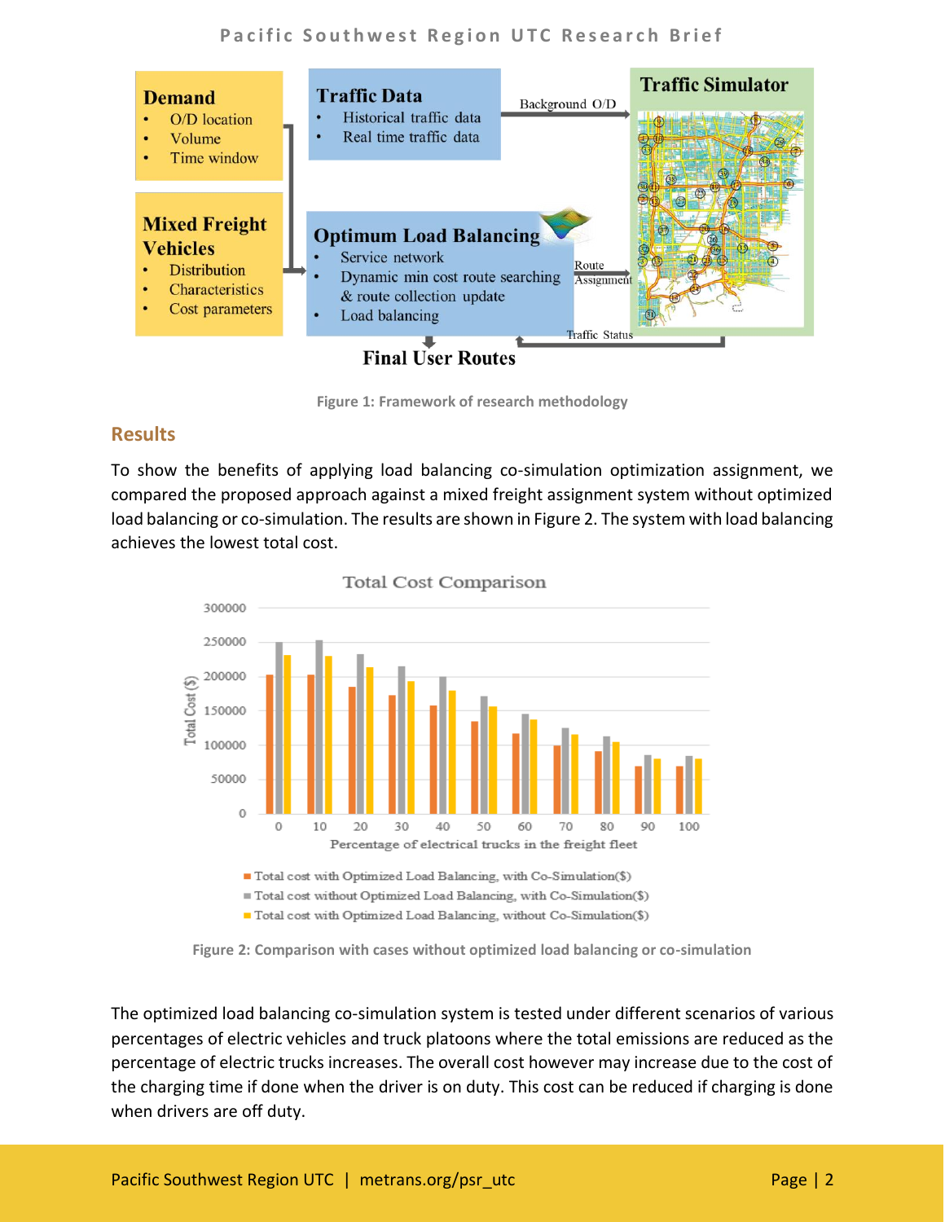Demand
- O/D location
- Volume
- Time window

Mixed Freight Vehicles
- Distribution
- Characteristics
- Cost parameters

Traffic Data
- Historical traffic data
- Real time traffic data

Background O/D

Traffic Simulator

Optimum Load Balancing
- Service network
- Dynamic min cost route searching & route collection update
- Load balancing

Route Assignment

Traffic Status

Final User Routes

Figure 1: Framework of research methodology

## Results

To show the benefits of applying load balancing co-simulation optimization assignment, we compared the proposed approach against a mixed freight assignment system without optimized load balancing or co-simulation. The results are shown in Figure 2. The system with load balancing achieves the lowest total cost.

Total Cost Comparison

Total Cost ($)

300000
250000
200000
150000
100000
50000
0

0 10 20 30 40 50 60 70 80 90 100

Percentage of electrical trucks in the freight fleet

- Total cost with Optimized Load Balancing, with Co-Simulation($)
- Total cost without Optimized Load Balancing, with Co-Simulation($)
- Total cost with Optimized Load Balancing, without Co-Simulation($)

Figure 2: Comparison with cases without optimized load balancing or co-simulation

The optimized load balancing co-simulation system is tested under different scenarios of various percentages of electric vehicles and truck platoons where the total emissions are reduced as the percentage of electric trucks increases. The overall cost however may increase due to the cost of the charging time if done when the driver is on duty. This cost can be reduced if charging is done when drivers are off duty.